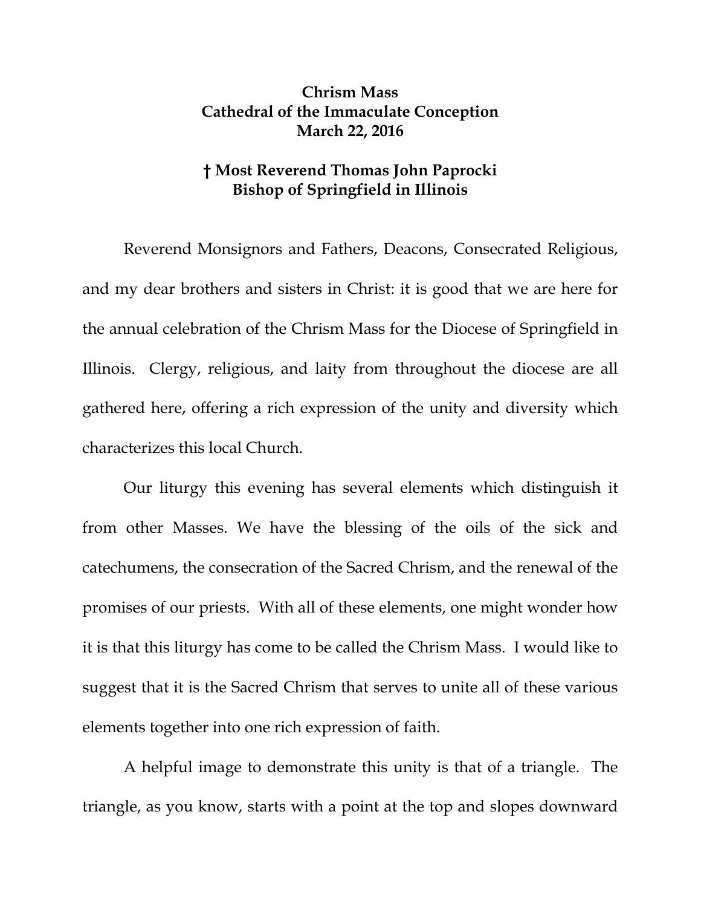# Chrism Mass
# Cathedral of the Immaculate Conception
# March 22, 2016

## † Most Reverend Thomas John Paprocki
## Bishop of Springfield in Illinois

Reverend Monsignors and Fathers, Deacons, Consecrated Religious, and my dear brothers and sisters in Christ: it is good that we are here for the annual celebration of the Chrism Mass for the Diocese of Springfield in Illinois. Clergy, religious, and laity from throughout the diocese are all gathered here, offering a rich expression of the unity and diversity which characterizes this local Church.

Our liturgy this evening has several elements which distinguish it from other Masses. We have the blessing of the oils of the sick and catechumens, the consecration of the Sacred Chrism, and the renewal of the promises of our priests. With all of these elements, one might wonder how it is that this liturgy has come to be called the Chrism Mass. I would like to suggest that it is the Sacred Chrism that serves to unite all of these various elements together into one rich expression of faith.

A helpful image to demonstrate this unity is that of a triangle. The triangle, as you know, starts with a point at the top and slopes downward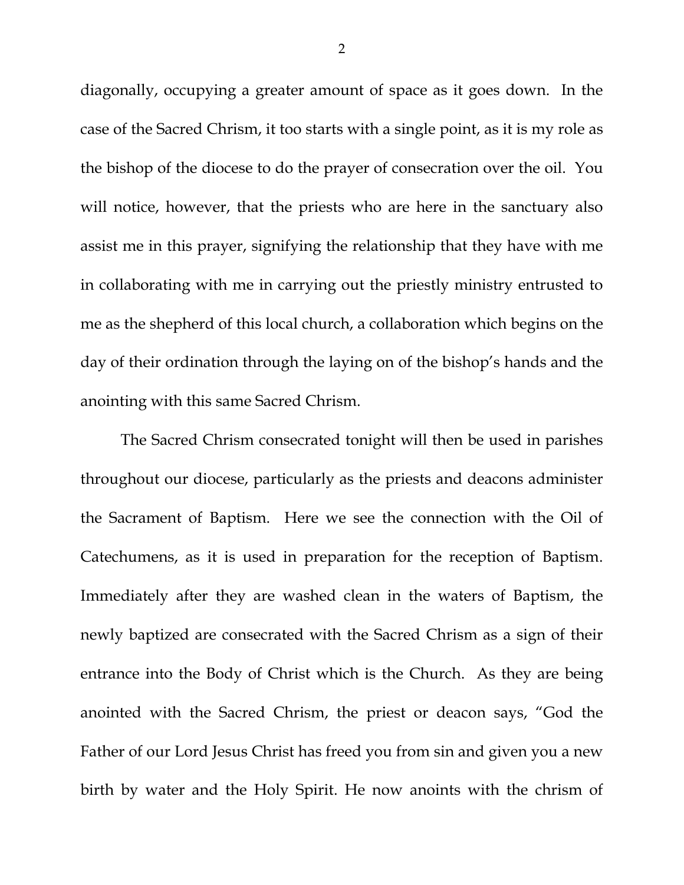diagonally, occupying a greater amount of space as it goes down. In the case of the Sacred Chrism, it too starts with a single point, as it is my role as the bishop of the diocese to do the prayer of consecration over the oil. You will notice, however, that the priests who are here in the sanctuary also assist me in this prayer, signifying the relationship that they have with me in collaborating with me in carrying out the priestly ministry entrusted to me as the shepherd of this local church, a collaboration which begins on the day of their ordination through the laying on of the bishop's hands and the anointing with this same Sacred Chrism.

The Sacred Chrism consecrated tonight will then be used in parishes throughout our diocese, particularly as the priests and deacons administer the Sacrament of Baptism. Here we see the connection with the Oil of Catechumens, as it is used in preparation for the reception of Baptism. Immediately after they are washed clean in the waters of Baptism, the newly baptized are consecrated with the Sacred Chrism as a sign of their entrance into the Body of Christ which is the Church. As they are being anointed with the Sacred Chrism, the priest or deacon says, "God the Father of our Lord Jesus Christ has freed you from sin and given you a new birth by water and the Holy Spirit. He now anoints with the chrism of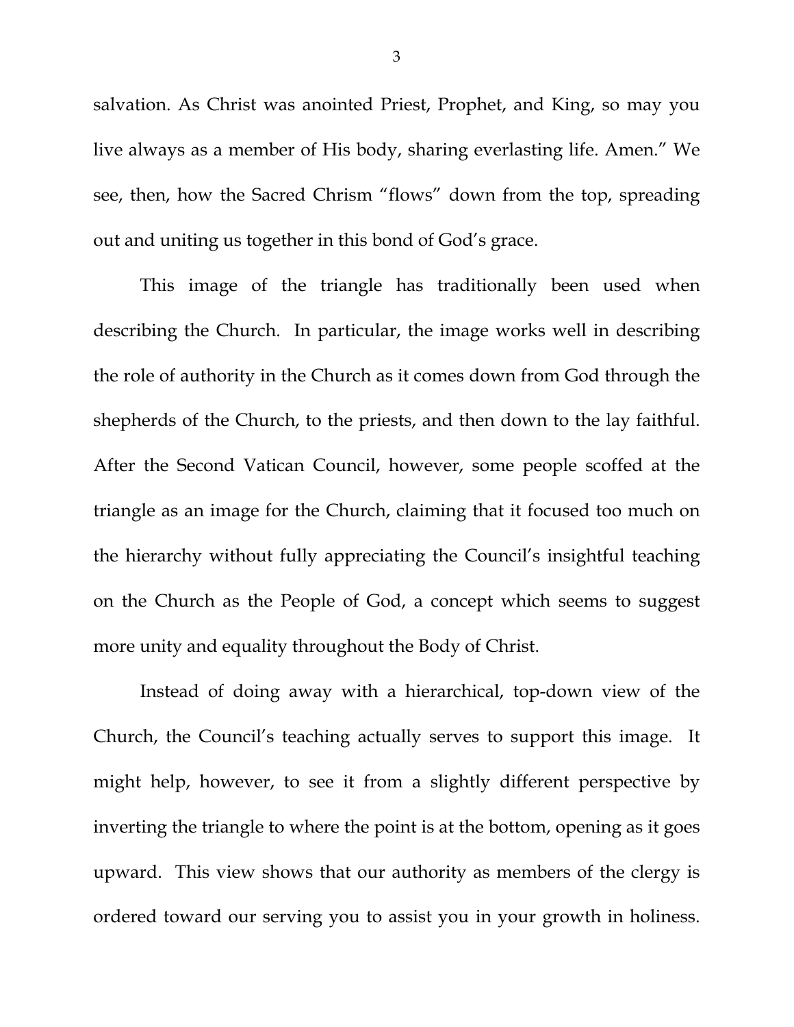salvation. As Christ was anointed Priest, Prophet, and King, so may you live always as a member of His body, sharing everlasting life. Amen." We see, then, how the Sacred Chrism "flows" down from the top, spreading out and uniting us together in this bond of God's grace.

This image of the triangle has traditionally been used when describing the Church. In particular, the image works well in describing the role of authority in the Church as it comes down from God through the shepherds of the Church, to the priests, and then down to the lay faithful. After the Second Vatican Council, however, some people scoffed at the triangle as an image for the Church, claiming that it focused too much on the hierarchy without fully appreciating the Council's insightful teaching on the Church as the People of God, a concept which seems to suggest more unity and equality throughout the Body of Christ.

Instead of doing away with a hierarchical, top-down view of the Church, the Council's teaching actually serves to support this image. It might help, however, to see it from a slightly different perspective by inverting the triangle to where the point is at the bottom, opening as it goes upward. This view shows that our authority as members of the clergy is ordered toward our serving you to assist you in your growth in holiness.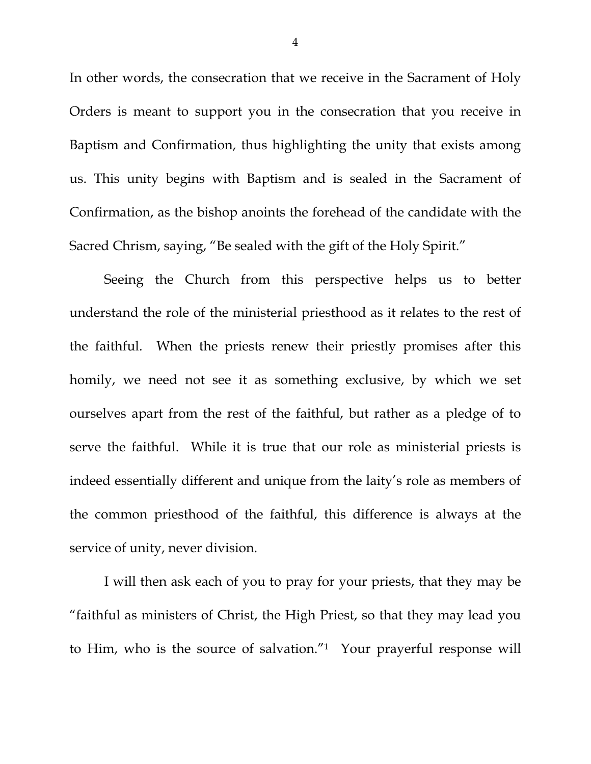In other words, the consecration that we receive in the Sacrament of Holy Orders is meant to support you in the consecration that you receive in Baptism and Confirmation, thus highlighting the unity that exists among us. This unity begins with Baptism and is sealed in the Sacrament of Confirmation, as the bishop anoints the forehead of the candidate with the Sacred Chrism, saying, "Be sealed with the gift of the Holy Spirit."

Seeing the Church from this perspective helps us to better understand the role of the ministerial priesthood as it relates to the rest of the faithful. When the priests renew their priestly promises after this homily, we need not see it as something exclusive, by which we set ourselves apart from the rest of the faithful, but rather as a pledge of to serve the faithful. While it is true that our role as ministerial priests is indeed essentially different and unique from the laity's role as members of the common priesthood of the faithful, this difference is always at the service of unity, never division.

I will then ask each of you to pray for your priests, that they may be "faithful as ministers of Christ, the High Priest, so that they may lead you to Him, who is the source of salvation."[1] Your prayerful response will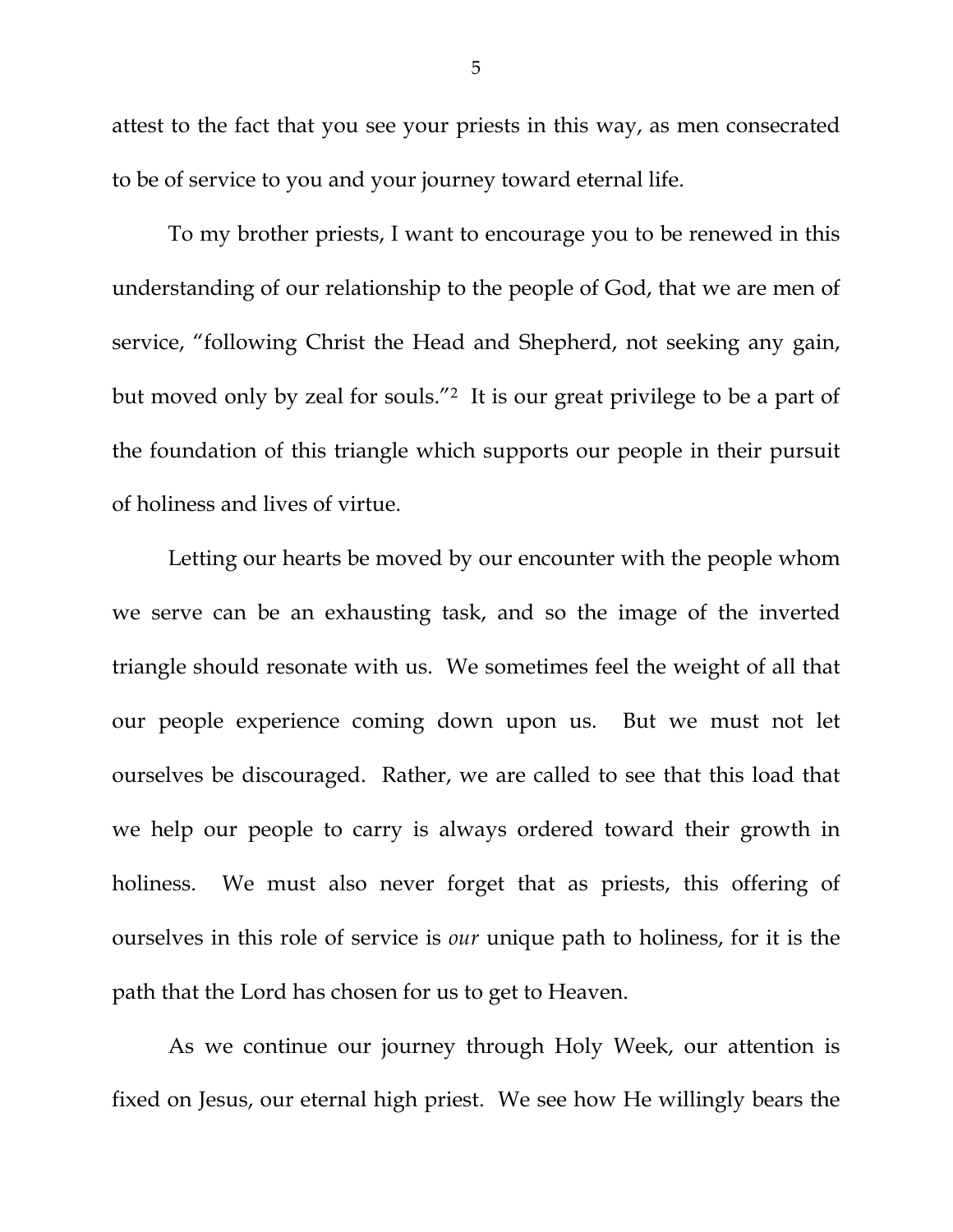attest to the fact that you see your priests in this way, as men consecrated to be of service to you and your journey toward eternal life.

To my brother priests, I want to encourage you to be renewed in this understanding of our relationship to the people of God, that we are men of service, "following Christ the Head and Shepherd, not seeking any gain, but moved only by zeal for souls."[2] It is our great privilege to be a part of the foundation of this triangle which supports our people in their pursuit of holiness and lives of virtue.

Letting our hearts be moved by our encounter with the people whom we serve can be an exhausting task, and so the image of the inverted triangle should resonate with us. We sometimes feel the weight of all that our people experience coming down upon us. But we must not let ourselves be discouraged. Rather, we are called to see that this load that we help our people to carry is always ordered toward their growth in holiness. We must also never forget that as priests, this offering of ourselves in this role of service is *our* unique path to holiness, for it is the path that the Lord has chosen for us to get to Heaven.

As we continue our journey through Holy Week, our attention is fixed on Jesus, our eternal high priest. We see how He willingly bears the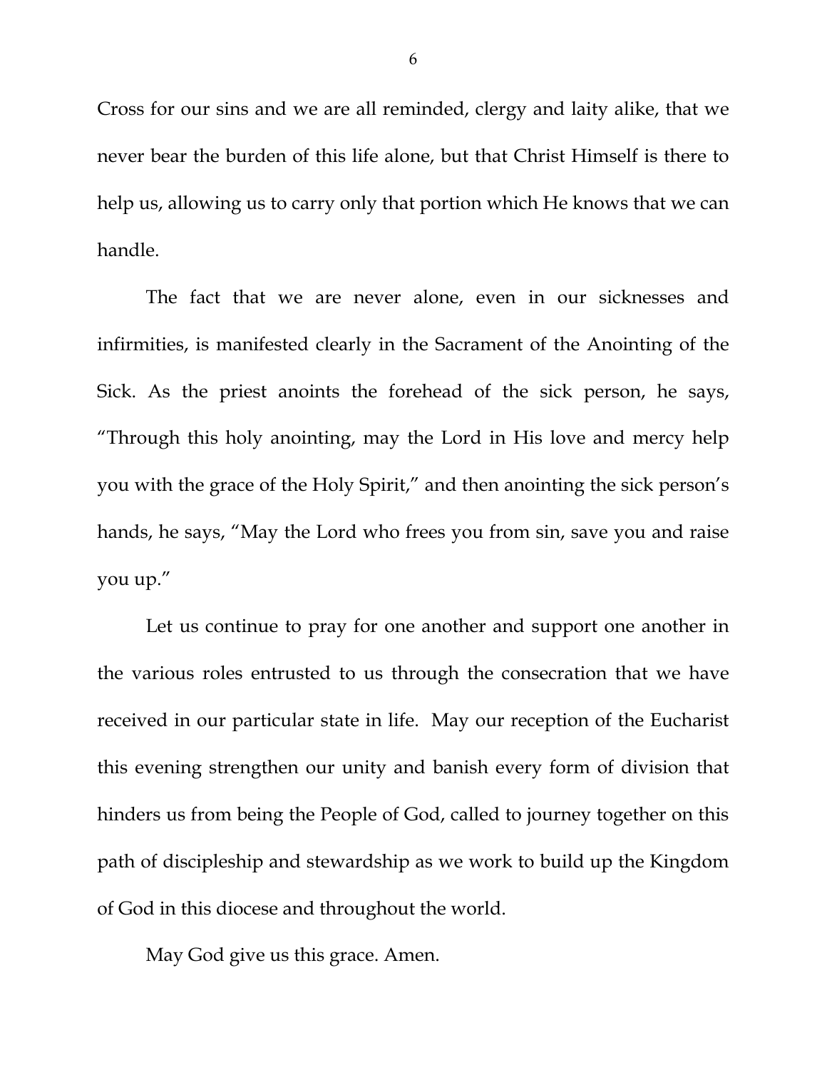Cross for our sins and we are all reminded, clergy and laity alike, that we never bear the burden of this life alone, but that Christ Himself is there to help us, allowing us to carry only that portion which He knows that we can handle.

The fact that we are never alone, even in our sicknesses and infirmities, is manifested clearly in the Sacrament of the Anointing of the Sick. As the priest anoints the forehead of the sick person, he says, "Through this holy anointing, may the Lord in His love and mercy help you with the grace of the Holy Spirit," and then anointing the sick person's hands, he says, "May the Lord who frees you from sin, save you and raise you up."

Let us continue to pray for one another and support one another in the various roles entrusted to us through the consecration that we have received in our particular state in life. May our reception of the Eucharist this evening strengthen our unity and banish every form of division that hinders us from being the People of God, called to journey together on this path of discipleship and stewardship as we work to build up the Kingdom of God in this diocese and throughout the world.

May God give us this grace. Amen.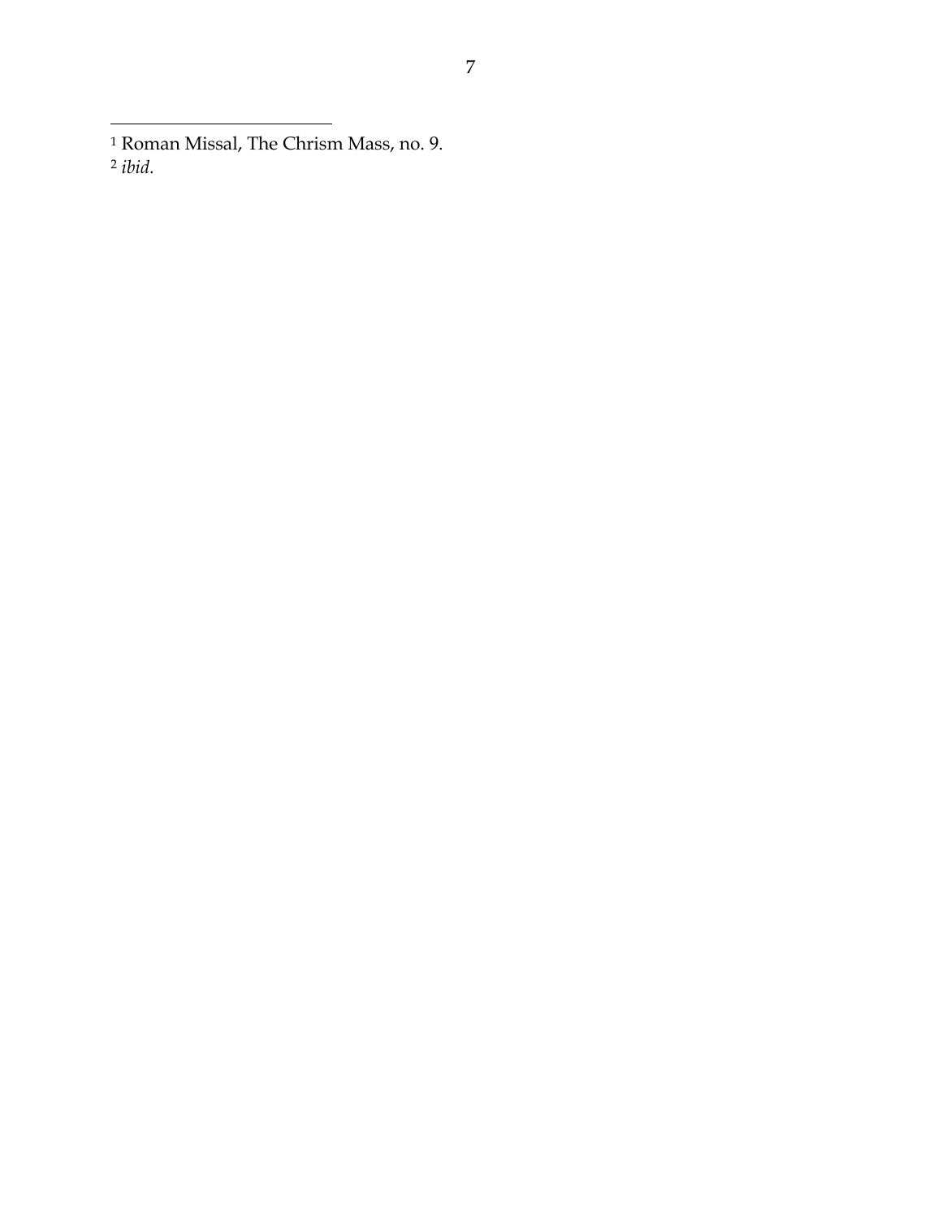[1] Roman Missal, The Chrism Mass, no. 9.

[2] *ibid*.